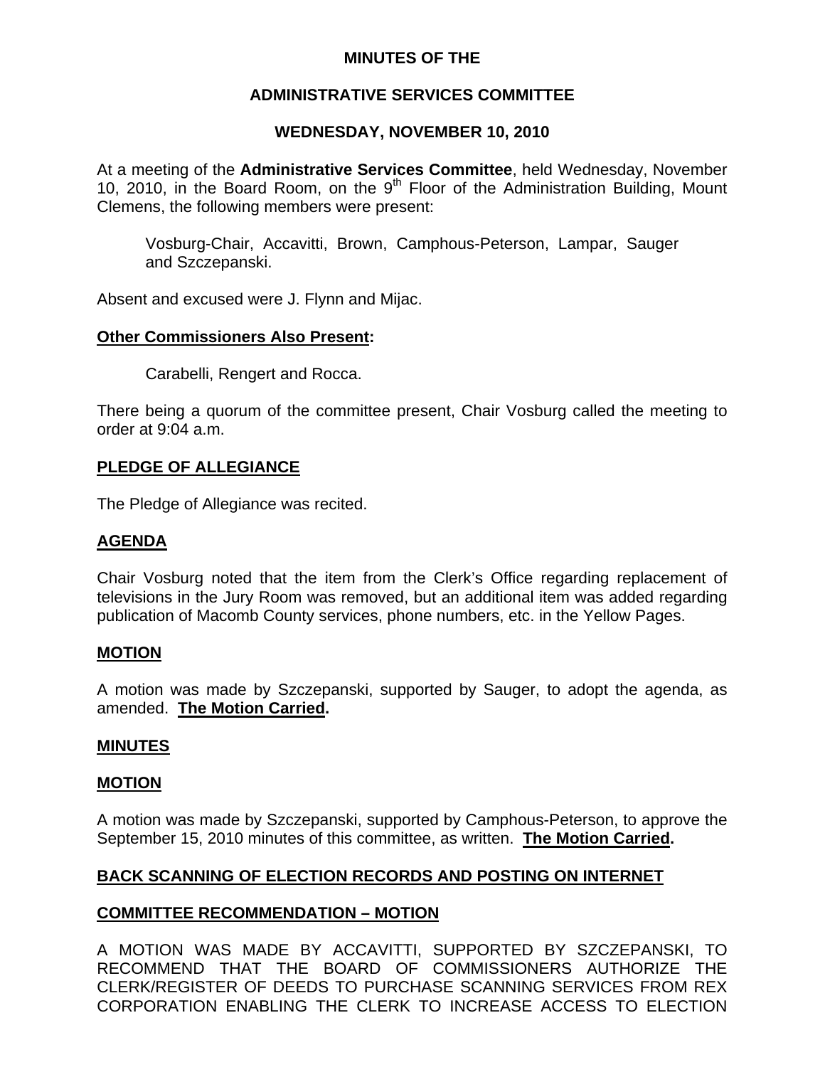# MINUTES OF THE

## ADMINISTRATIVE SERVICES COMMITTEE

## WEDNESDAY, NOVEMBER 10, 2010

At a meeting of the **Administrative Services Committee**, held Wednesday, November 10, 2010, in the Board Room, on the 9th Floor of the Administration Building, Mount Clemens, the following members were present:

Vosburg-Chair, Accavitti, Brown, Camphous-Peterson, Lampar, Sauger and Szczepanski.

Absent and excused were J. Flynn and Mijac.

**Other Commissioners Also Present:**

Carabelli, Rengert and Rocca.

There being a quorum of the committee present, Chair Vosburg called the meeting to order at 9:04 a.m.

**PLEDGE OF ALLEGIANCE**

The Pledge of Allegiance was recited.

**AGENDA**

Chair Vosburg noted that the item from the Clerk's Office regarding replacement of televisions in the Jury Room was removed, but an additional item was added regarding publication of Macomb County services, phone numbers, etc. in the Yellow Pages.

**MOTION**

A motion was made by Szczepanski, supported by Sauger, to adopt the agenda, as amended. **The Motion Carried.**

**MINUTES**

**MOTION**

A motion was made by Szczepanski, supported by Camphous-Peterson, to approve the September 15, 2010 minutes of this committee, as written. **The Motion Carried.**

**BACK SCANNING OF ELECTION RECORDS AND POSTING ON INTERNET**

**COMMITTEE RECOMMENDATION – MOTION**

A MOTION WAS MADE BY ACCAVITTI, SUPPORTED BY SZCZEPANSKI, TO RECOMMEND THAT THE BOARD OF COMMISSIONERS AUTHORIZE THE CLERK/REGISTER OF DEEDS TO PURCHASE SCANNING SERVICES FROM REX CORPORATION ENABLING THE CLERK TO INCREASE ACCESS TO ELECTION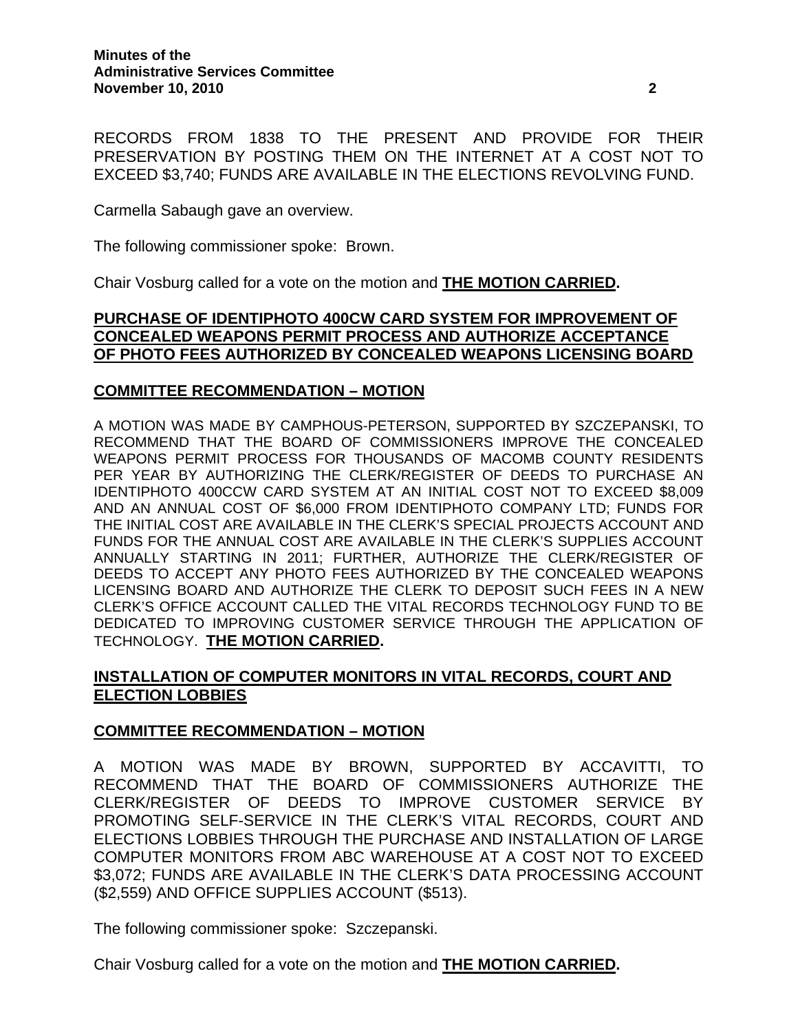RECORDS FROM 1838 TO THE PRESENT AND PROVIDE FOR THEIR PRESERVATION BY POSTING THEM ON THE INTERNET AT A COST NOT TO EXCEED $3,740; FUNDS ARE AVAILABLE IN THE ELECTIONS REVOLVING FUND.

Carmella Sabaugh gave an overview.

The following commissioner spoke: Brown.

Chair Vosburg called for a vote on the motion and **THE MOTION CARRIED.**

## PURCHASE OF IDENTIPHOTO 400CW CARD SYSTEM FOR IMPROVEMENT OF CONCEALED WEAPONS PERMIT PROCESS AND AUTHORIZE ACCEPTANCE OF PHOTO FEES AUTHORIZED BY CONCEALED WEAPONS LICENSING BOARD

### COMMITTEE RECOMMENDATION – MOTION

A MOTION WAS MADE BY CAMPHOUS-PETERSON, SUPPORTED BY SZCZEPANSKI, TO RECOMMEND THAT THE BOARD OF COMMISSIONERS IMPROVE THE CONCEALED WEAPONS PERMIT PROCESS FOR THOUSANDS OF MACOMB COUNTY RESIDENTS PER YEAR BY AUTHORIZING THE CLERK/REGISTER OF DEEDS TO PURCHASE AN IDENTIPHOTO 400CCW CARD SYSTEM AT AN INITIAL COST NOT TO EXCEED $8,009 AND AN ANNUAL COST OF $6,000 FROM IDENTIPHOTO COMPANY LTD; FUNDS FOR THE INITIAL COST ARE AVAILABLE IN THE CLERK'S SPECIAL PROJECTS ACCOUNT AND FUNDS FOR THE ANNUAL COST ARE AVAILABLE IN THE CLERK'S SUPPLIES ACCOUNT ANNUALLY STARTING IN 2011; FURTHER, AUTHORIZE THE CLERK/REGISTER OF DEEDS TO ACCEPT ANY PHOTO FEES AUTHORIZED BY THE CONCEALED WEAPONS LICENSING BOARD AND AUTHORIZE THE CLERK TO DEPOSIT SUCH FEES IN A NEW CLERK'S OFFICE ACCOUNT CALLED THE VITAL RECORDS TECHNOLOGY FUND TO BE DEDICATED TO IMPROVING CUSTOMER SERVICE THROUGH THE APPLICATION OF TECHNOLOGY. **THE MOTION CARRIED.**

## INSTALLATION OF COMPUTER MONITORS IN VITAL RECORDS, COURT AND ELECTION LOBBIES

### COMMITTEE RECOMMENDATION – MOTION

A MOTION WAS MADE BY BROWN, SUPPORTED BY ACCAVITTI, TO RECOMMEND THAT THE BOARD OF COMMISSIONERS AUTHORIZE THE CLERK/REGISTER OF DEEDS TO IMPROVE CUSTOMER SERVICE BY PROMOTING SELF-SERVICE IN THE CLERK'S VITAL RECORDS, COURT AND ELECTIONS LOBBIES THROUGH THE PURCHASE AND INSTALLATION OF LARGE COMPUTER MONITORS FROM ABC WAREHOUSE AT A COST NOT TO EXCEED $3,072; FUNDS ARE AVAILABLE IN THE CLERK'S DATA PROCESSING ACCOUNT ($2,559) AND OFFICE SUPPLIES ACCOUNT ($513).

The following commissioner spoke: Szczepanski.

Chair Vosburg called for a vote on the motion and **THE MOTION CARRIED.**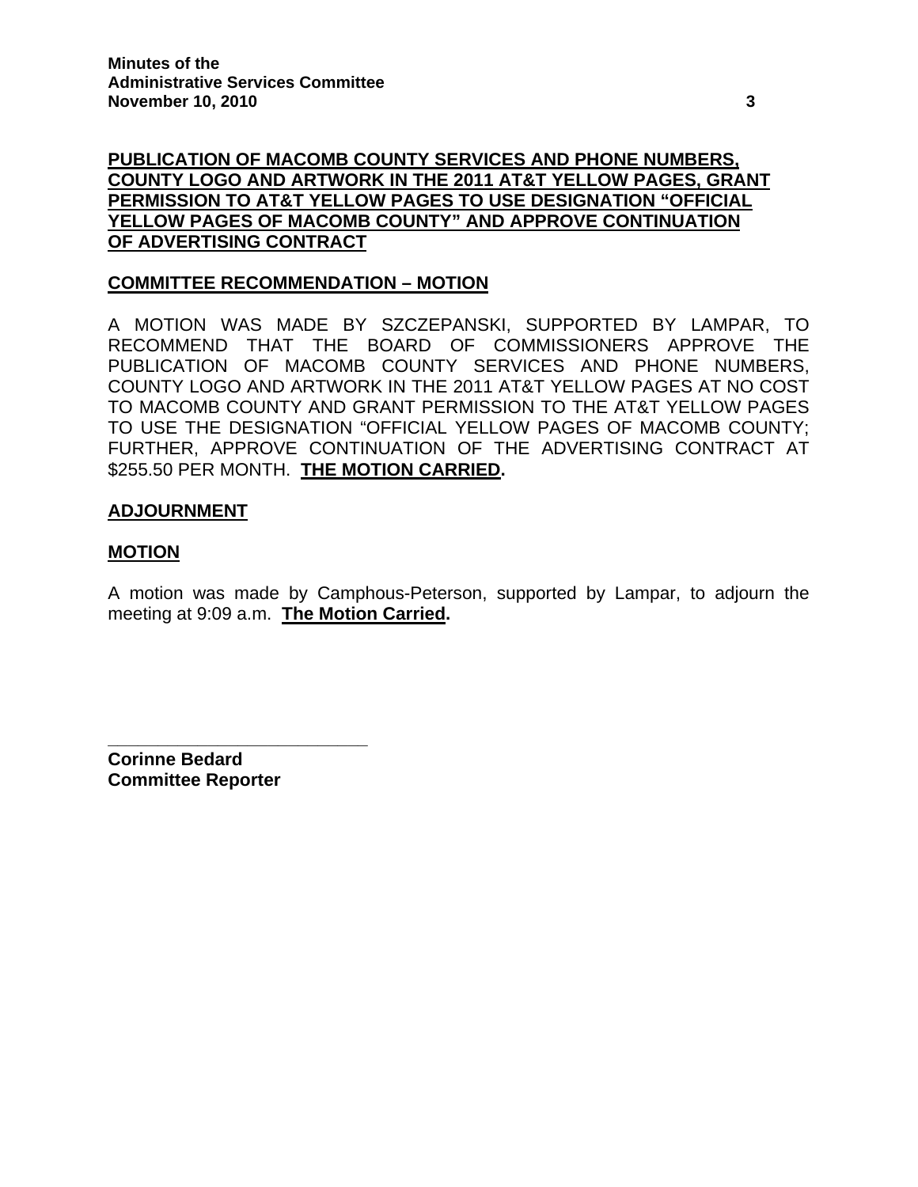**PUBLICATION OF MACOMB COUNTY SERVICES AND PHONE NUMBERS, COUNTY LOGO AND ARTWORK IN THE 2011 AT&T YELLOW PAGES, GRANT PERMISSION TO AT&T YELLOW PAGES TO USE DESIGNATION "OFFICIAL YELLOW PAGES OF MACOMB COUNTY" AND APPROVE CONTINUATION OF ADVERTISING CONTRACT**

**COMMITTEE RECOMMENDATION – MOTION**

A MOTION WAS MADE BY SZCZEPANSKI, SUPPORTED BY LAMPAR, TO RECOMMEND THAT THE BOARD OF COMMISSIONERS APPROVE THE PUBLICATION OF MACOMB COUNTY SERVICES AND PHONE NUMBERS, COUNTY LOGO AND ARTWORK IN THE 2011 AT&T YELLOW PAGES AT NO COST TO MACOMB COUNTY AND GRANT PERMISSION TO THE AT&T YELLOW PAGES TO USE THE DESIGNATION "OFFICIAL YELLOW PAGES OF MACOMB COUNTY; FURTHER, APPROVE CONTINUATION OF THE ADVERTISING CONTRACT AT $255.50 PER MONTH. **THE MOTION CARRIED.**

**ADJOURNMENT**

**MOTION**

A motion was made by Camphous-Peterson, supported by Lampar, to adjourn the meeting at 9:09 a.m. **The Motion Carried.**

\_\_\_\_\_\_\_\_\_\_\_\_\_\_\_\_\_\_\_\_\_\_\_\_\_\_\_

**Corinne Bedard**
**Committee Reporter**